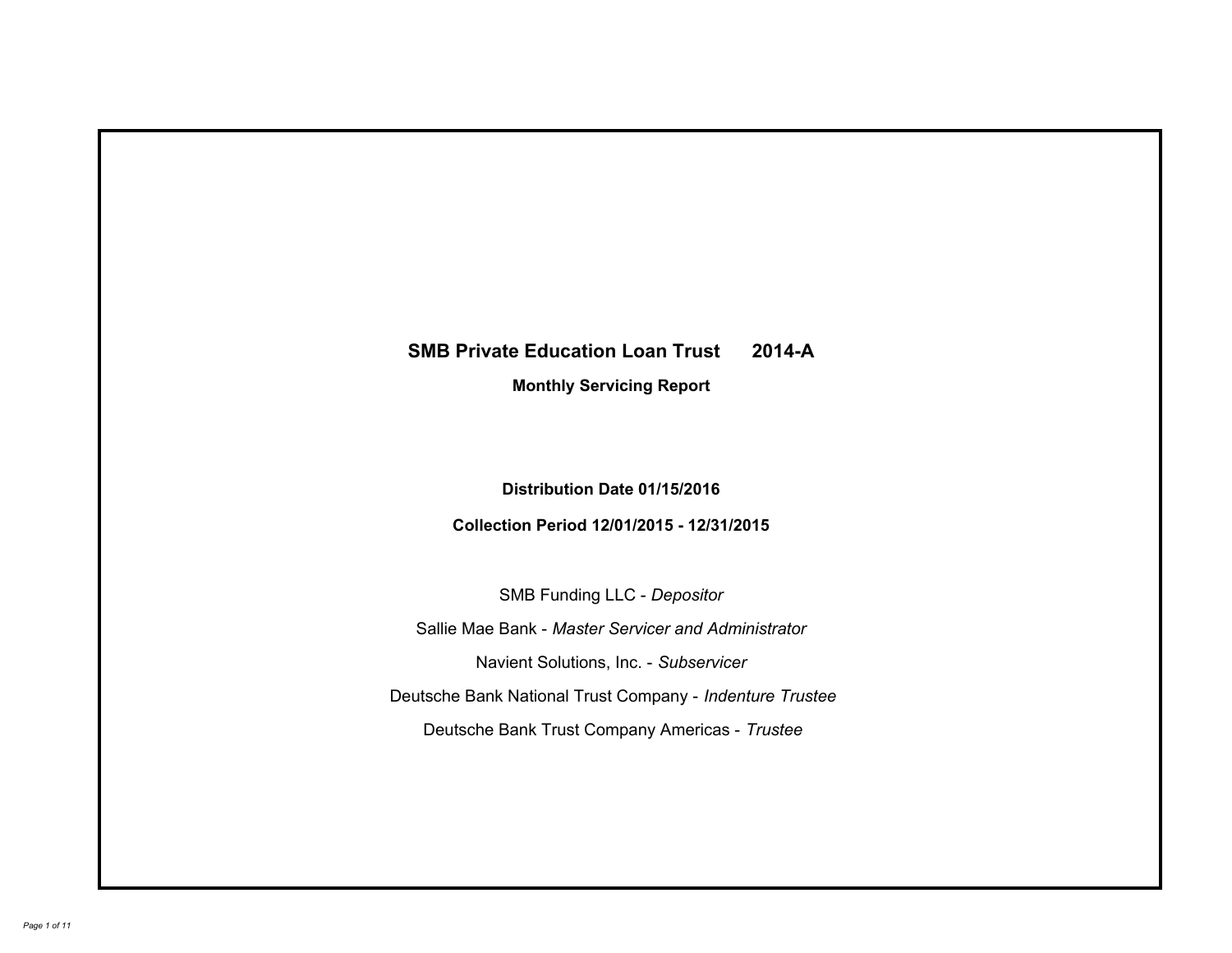# SMB Private Education Loan Trust 2014-A

## Monthly Servicing Report

**Distribution Date 01/15/2016**

**Collection Period 12/01/2015 - 12/31/2015**

SMB Funding LLC - *Depositor*

Sallie Mae Bank - *Master Servicer and Administrator*

Navient Solutions, Inc. - *Subservicer*

Deutsche Bank National Trust Company - *Indenture Trustee*

Deutsche Bank Trust Company Americas - *Trustee*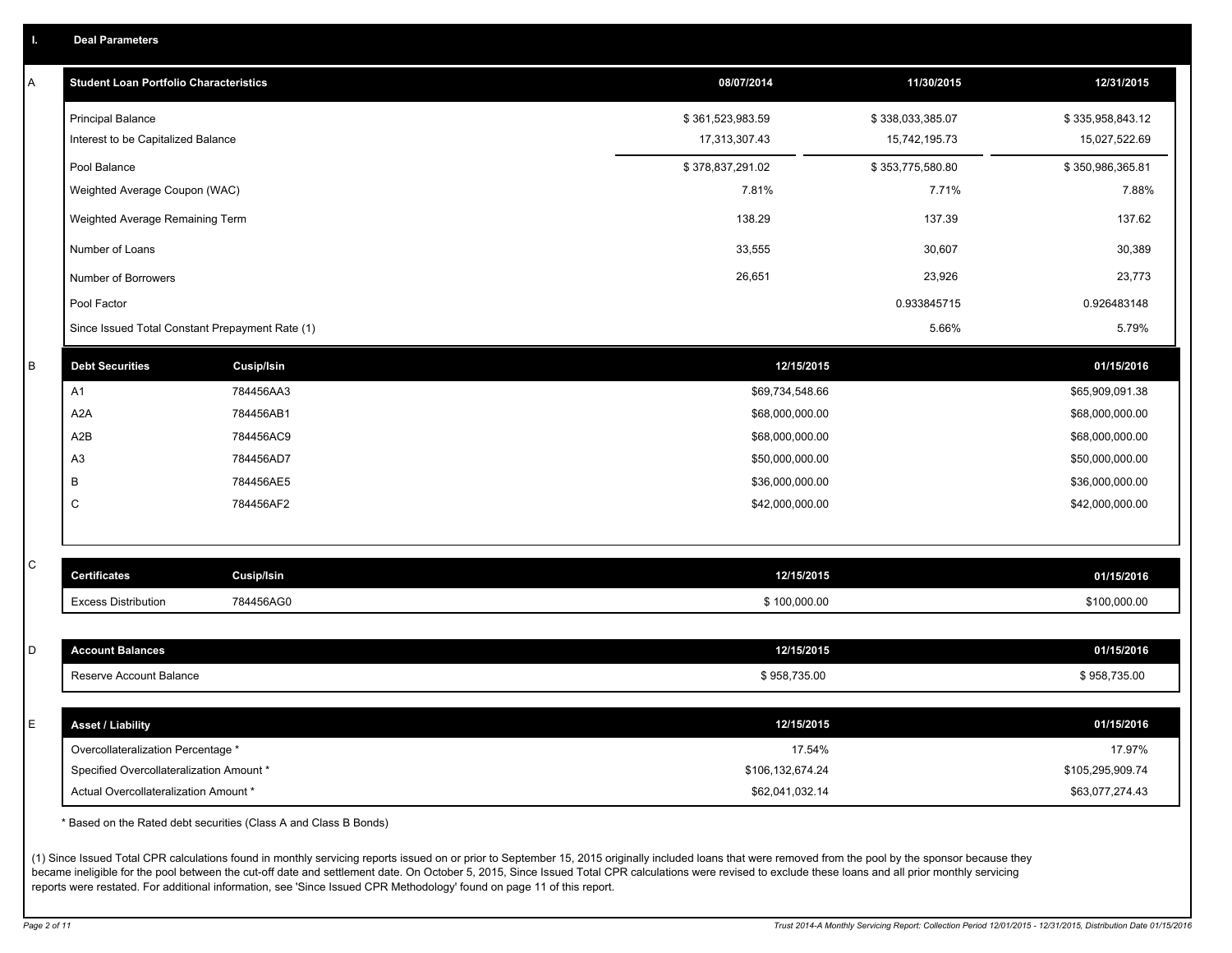## I. Deal Parameters

### A

| Student Loan Portfolio Characteristics | 08/07/2014 | 11/30/2015 | 12/31/2015 |
|---|---|---|---|
| Principal Balance | $ 361,523,983.59 | $ 338,033,385.07 | $ 335,958,843.12 |
| Interest to be Capitalized Balance | 17,313,307.43 | 15,742,195.73 | 15,027,522.69 |
| Pool Balance | $ 378,837,291.02 | $ 353,775,580.80 | $ 350,986,365.81 |
| Weighted Average Coupon (WAC) | 7.81% | 7.71% | 7.88% |
| Weighted Average Remaining Term | 138.29 | 137.39 | 137.62 |
| Number of Loans | 33,555 | 30,607 | 30,389 |
| Number of Borrowers | 26,651 | 23,926 | 23,773 |
| Pool Factor | | 0.933845715 | 0.926483148 |
| Since Issued Total Constant Prepayment Rate (1) | | 5.66% | 5.79% |

### B

| Debt Securities | Cusip/Isin | 12/15/2015 | 01/15/2016 |
|---|---|---|---|
| A1 | 784456AA3 | $69,734,548.66 | $65,909,091.38 |
| A2A | 784456AB1 | $68,000,000.00 | $68,000,000.00 |
| A2B | 784456AC9 | $68,000,000.00 | $68,000,000.00 |
| A3 | 784456AD7 | $50,000,000.00 | $50,000,000.00 |
| B | 784456AE5 | $36,000,000.00 | $36,000,000.00 |
| C | 784456AF2 | $42,000,000.00 | $42,000,000.00 |

### C

| Certificates | Cusip/Isin | 12/15/2015 | 01/15/2016 |
|---|---|---|---|
| Excess Distribution | 784456AG0 | $ 100,000.00 | $100,000.00 |

### D

| Account Balances | 12/15/2015 | 01/15/2016 |
|---|---|---|
| Reserve Account Balance | $ 958,735.00 | $ 958,735.00 |

### E

| Asset / Liability | 12/15/2015 | 01/15/2016 |
|---|---|---|
| Overcollateralization Percentage * | 17.54% | 17.97% |
| Specified Overcollateralization Amount * | $106,132,674.24 | $105,295,909.74 |
| Actual Overcollateralization Amount * | $62,041,032.14 | $63,077,274.43 |

* Based on the Rated debt securities (Class A and Class B Bonds)

(1) Since Issued Total CPR calculations found in monthly servicing reports issued on or prior to September 15, 2015 originally included loans that were removed from the pool by the sponsor because they became ineligible for the pool between the cut-off date and settlement date. On October 5, 2015, Since Issued Total CPR calculations were revised to exclude these loans and all prior monthly servicing reports were restated. For additional information, see 'Since Issued CPR Methodology' found on page 11 of this report.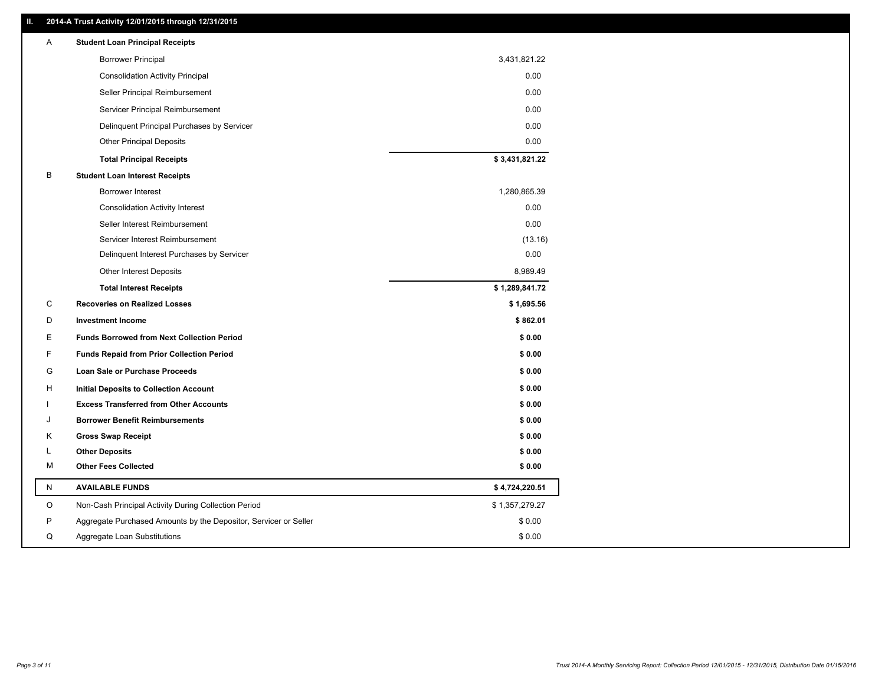## II. 2014-A Trust Activity 12/01/2015 through 12/31/2015

| | | |
|---|---|---|
| A | **Student Loan Principal Receipts** | |
| | Borrower Principal | 3,431,821.22 |
| | Consolidation Activity Principal | 0.00 |
| | Seller Principal Reimbursement | 0.00 |
| | Servicer Principal Reimbursement | 0.00 |
| | Delinquent Principal Purchases by Servicer | 0.00 |
| | Other Principal Deposits | 0.00 |
| | **Total Principal Receipts** | **$ 3,431,821.22** |
| B | **Student Loan Interest Receipts** | |
| | Borrower Interest | 1,280,865.39 |
| | Consolidation Activity Interest | 0.00 |
| | Seller Interest Reimbursement | 0.00 |
| | Servicer Interest Reimbursement | (13.16) |
| | Delinquent Interest Purchases by Servicer | 0.00 |
| | Other Interest Deposits | 8,989.49 |
| | **Total Interest Receipts** | **$ 1,289,841.72** |
| C | **Recoveries on Realized Losses** | **$ 1,695.56** |
| D | **Investment Income** | **$ 862.01** |
| E | **Funds Borrowed from Next Collection Period** | **$ 0.00** |
| F | **Funds Repaid from Prior Collection Period** | **$ 0.00** |
| G | **Loan Sale or Purchase Proceeds** | **$ 0.00** |
| H | **Initial Deposits to Collection Account** | **$ 0.00** |
| I | **Excess Transferred from Other Accounts** | **$ 0.00** |
| J | **Borrower Benefit Reimbursements** | **$ 0.00** |
| K | **Gross Swap Receipt** | **$ 0.00** |
| L | **Other Deposits** | **$ 0.00** |
| M | **Other Fees Collected** | **$ 0.00** |
| N | **AVAILABLE FUNDS** | **$ 4,724,220.51** |
| O | Non-Cash Principal Activity During Collection Period | $ 1,357,279.27 |
| P | Aggregate Purchased Amounts by the Depositor, Servicer or Seller | $ 0.00 |
| Q | Aggregate Loan Substitutions | $ 0.00 |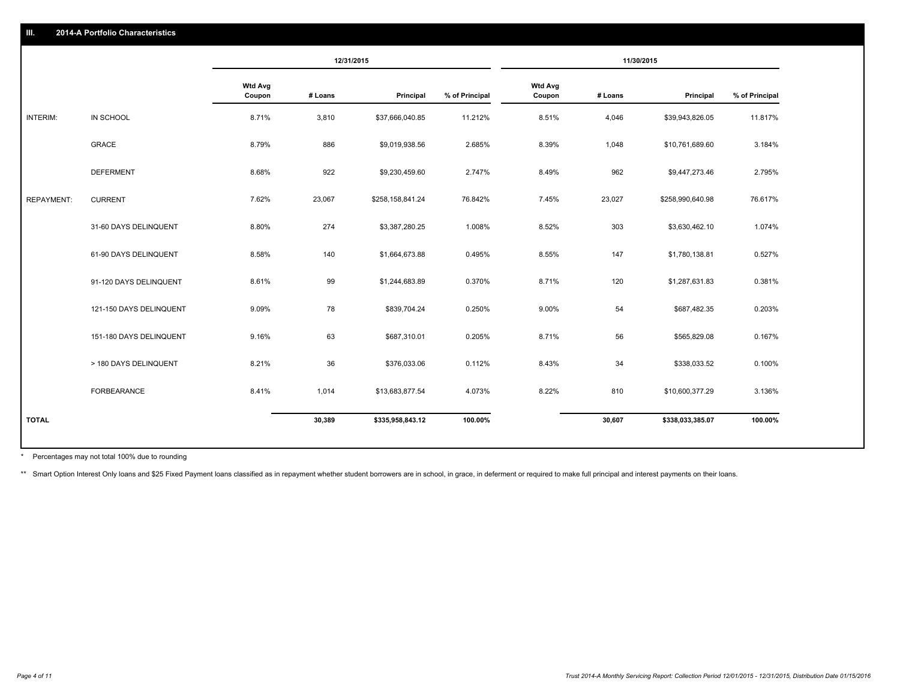## III. 2014-A Portfolio Characteristics

| | | 12/31/2015 | | | | 11/30/2015 | | | |
|---|---|---|---|---|---|---|---|---|---|
| | | Wtd Avg Coupon | # Loans | Principal | % of Principal | Wtd Avg Coupon | # Loans | Principal | % of Principal |
| INTERIM: | IN SCHOOL | 8.71% | 3,810 | $37,666,040.85 | 11.212% | 8.51% | 4,046 | $39,943,826.05 | 11.817% |
| | GRACE | 8.79% | 886 | $9,019,938.56 | 2.685% | 8.39% | 1,048 | $10,761,689.60 | 3.184% |
| | DEFERMENT | 8.68% | 922 | $9,230,459.60 | 2.747% | 8.49% | 962 | $9,447,273.46 | 2.795% |
| REPAYMENT: | CURRENT | 7.62% | 23,067 | $258,158,841.24 | 76.842% | 7.45% | 23,027 | $258,990,640.98 | 76.617% |
| | 31-60 DAYS DELINQUENT | 8.80% | 274 | $3,387,280.25 | 1.008% | 8.52% | 303 | $3,630,462.10 | 1.074% |
| | 61-90 DAYS DELINQUENT | 8.58% | 140 | $1,664,673.88 | 0.495% | 8.55% | 147 | $1,780,138.81 | 0.527% |
| | 91-120 DAYS DELINQUENT | 8.61% | 99 | $1,244,683.89 | 0.370% | 8.71% | 120 | $1,287,631.83 | 0.381% |
| | 121-150 DAYS DELINQUENT | 9.09% | 78 | $839,704.24 | 0.250% | 9.00% | 54 | $687,482.35 | 0.203% |
| | 151-180 DAYS DELINQUENT | 9.16% | 63 | $687,310.01 | 0.205% | 8.71% | 56 | $565,829.08 | 0.167% |
| | > 180 DAYS DELINQUENT | 8.21% | 36 | $376,033.06 | 0.112% | 8.43% | 34 | $338,033.52 | 0.100% |
| | FORBEARANCE | 8.41% | 1,014 | $13,683,877.54 | 4.073% | 8.22% | 810 | $10,600,377.29 | 3.136% |
| **TOTAL** | | | **30,389** | **$335,958,843.12** | **100.00%** | | **30,607** | **$338,033,385.07** | **100.00%** |

* Percentages may not total 100% due to rounding

** Smart Option Interest Only loans and $25 Fixed Payment loans classified as in repayment whether student borrowers are in school, in grace, in deferment or required to make full principal and interest payments on their loans.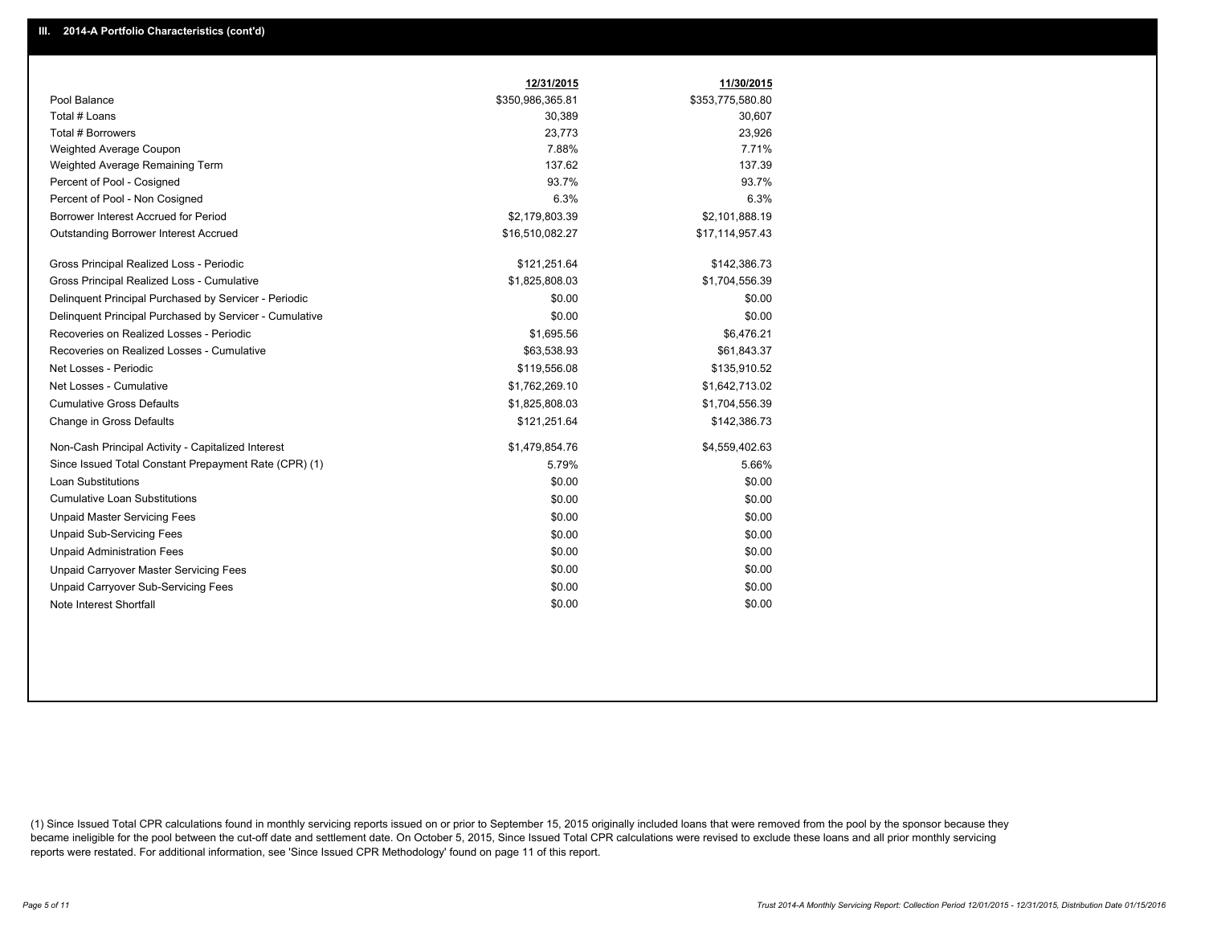## III. 2014-A Portfolio Characteristics (cont'd)

| | 12/31/2015 | 11/30/2015 |
|---|---|---|
| Pool Balance | $350,986,365.81 | $353,775,580.80 |
| Total # Loans | 30,389 | 30,607 |
| Total # Borrowers | 23,773 | 23,926 |
| Weighted Average Coupon | 7.88% | 7.71% |
| Weighted Average Remaining Term | 137.62 | 137.39 |
| Percent of Pool - Cosigned | 93.7% | 93.7% |
| Percent of Pool - Non Cosigned | 6.3% | 6.3% |
| Borrower Interest Accrued for Period | $2,179,803.39 | $2,101,888.19 |
| Outstanding Borrower Interest Accrued | $16,510,082.27 | $17,114,957.43 |
| Gross Principal Realized Loss - Periodic | $121,251.64 | $142,386.73 |
| Gross Principal Realized Loss - Cumulative | $1,825,808.03 | $1,704,556.39 |
| Delinquent Principal Purchased by Servicer - Periodic | $0.00 | $0.00 |
| Delinquent Principal Purchased by Servicer - Cumulative | $0.00 | $0.00 |
| Recoveries on Realized Losses - Periodic | $1,695.56 | $6,476.21 |
| Recoveries on Realized Losses - Cumulative | $63,538.93 | $61,843.37 |
| Net Losses - Periodic | $119,556.08 | $135,910.52 |
| Net Losses - Cumulative | $1,762,269.10 | $1,642,713.02 |
| Cumulative Gross Defaults | $1,825,808.03 | $1,704,556.39 |
| Change in Gross Defaults | $121,251.64 | $142,386.73 |
| Non-Cash Principal Activity - Capitalized Interest | $1,479,854.76 | $4,559,402.63 |
| Since Issued Total Constant Prepayment Rate (CPR) (1) | 5.79% | 5.66% |
| Loan Substitutions | $0.00 | $0.00 |
| Cumulative Loan Substitutions | $0.00 | $0.00 |
| Unpaid Master Servicing Fees | $0.00 | $0.00 |
| Unpaid Sub-Servicing Fees | $0.00 | $0.00 |
| Unpaid Administration Fees | $0.00 | $0.00 |
| Unpaid Carryover Master Servicing Fees | $0.00 | $0.00 |
| Unpaid Carryover Sub-Servicing Fees | $0.00 | $0.00 |
| Note Interest Shortfall | $0.00 | $0.00 |

(1) Since Issued Total CPR calculations found in monthly servicing reports issued on or prior to September 15, 2015 originally included loans that were removed from the pool by the sponsor because they became ineligible for the pool between the cut-off date and settlement date. On October 5, 2015, Since Issued Total CPR calculations were revised to exclude these loans and all prior monthly servicing reports were restated. For additional information, see 'Since Issued CPR Methodology' found on page 11 of this report.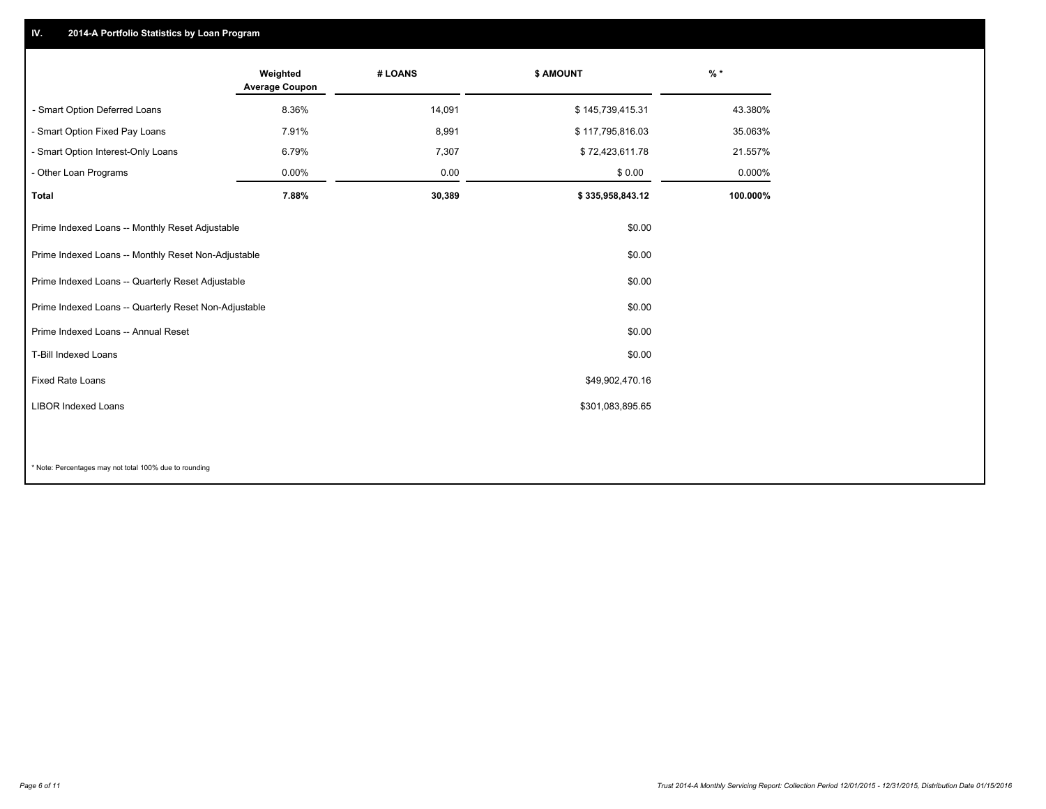## IV. 2014-A Portfolio Statistics by Loan Program

| | Weighted Average Coupon | # LOANS | $ AMOUNT | % * |
|---|---|---|---|---|
| - Smart Option Deferred Loans | 8.36% | 14,091 | $ 145,739,415.31 | 43.380% |
| - Smart Option Fixed Pay Loans | 7.91% | 8,991 | $ 117,795,816.03 | 35.063% |
| - Smart Option Interest-Only Loans | 6.79% | 7,307 | $ 72,423,611.78 | 21.557% |
| - Other Loan Programs | 0.00% | 0.00 | $ 0.00 | 0.000% |
| **Total** | **7.88%** | **30,389** | **$ 335,958,843.12** | **100.000%** |

| | |
|---|---|
| Prime Indexed Loans -- Monthly Reset Adjustable | $0.00 |
| Prime Indexed Loans -- Monthly Reset Non-Adjustable | $0.00 |
| Prime Indexed Loans -- Quarterly Reset Adjustable | $0.00 |
| Prime Indexed Loans -- Quarterly Reset Non-Adjustable | $0.00 |
| Prime Indexed Loans -- Annual Reset | $0.00 |
| T-Bill Indexed Loans | $0.00 |
| Fixed Rate Loans | $49,902,470.16 |
| LIBOR Indexed Loans | $301,083,895.65 |

\* Note: Percentages may not total 100% due to rounding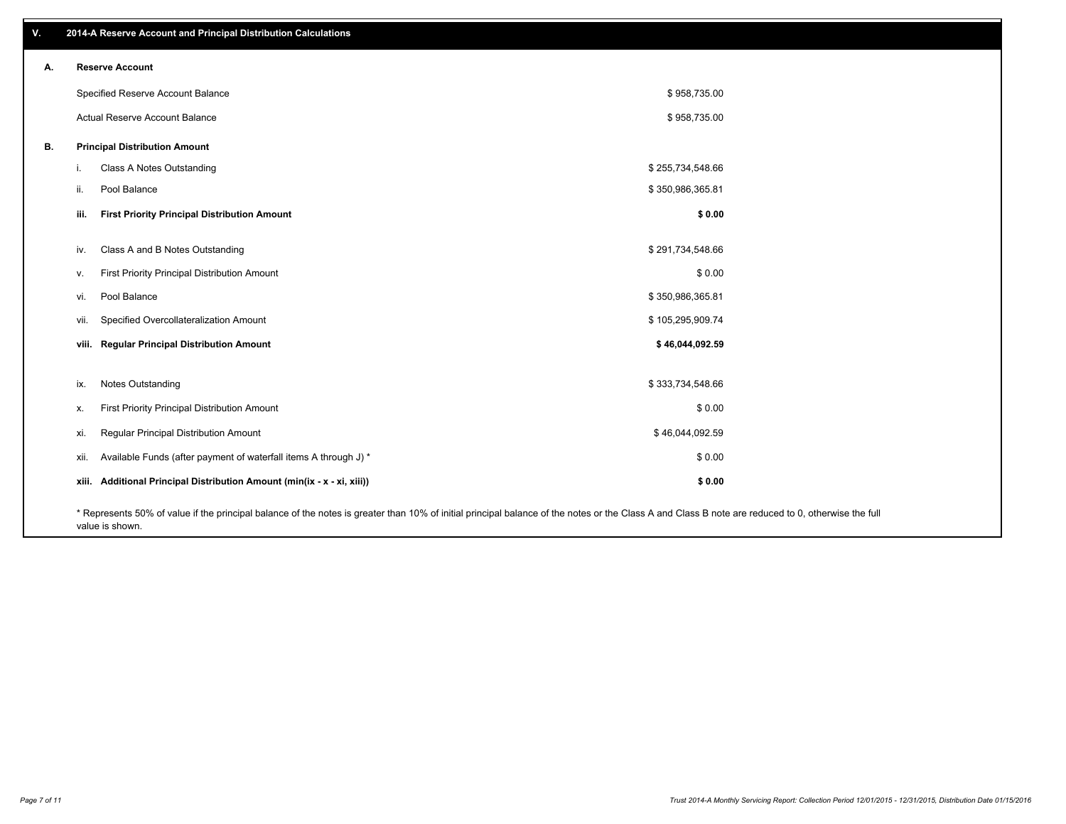## V. 2014-A Reserve Account and Principal Distribution Calculations

### A. Reserve Account

| | |
|---|---|
| Specified Reserve Account Balance | $ 958,735.00 |
| Actual Reserve Account Balance | $ 958,735.00 |

### B. Principal Distribution Amount

| | | |
|---|---|---|
| i. | Class A Notes Outstanding | $ 255,734,548.66 |
| ii. | Pool Balance | $ 350,986,365.81 |
| **iii.** | **First Priority Principal Distribution Amount** | **$ 0.00** |
| iv. | Class A and B Notes Outstanding | $ 291,734,548.66 |
| v. | First Priority Principal Distribution Amount | $ 0.00 |
| vi. | Pool Balance | $ 350,986,365.81 |
| vii. | Specified Overcollateralization Amount | $ 105,295,909.74 |
| **viii.** | **Regular Principal Distribution Amount** | **$ 46,044,092.59** |
| ix. | Notes Outstanding | $ 333,734,548.66 |
| x. | First Priority Principal Distribution Amount | $ 0.00 |
| xi. | Regular Principal Distribution Amount | $ 46,044,092.59 |
| xii. | Available Funds (after payment of waterfall items A through J) * | $ 0.00 |
| **xiii.** | **Additional Principal Distribution Amount (min(ix - x - xi, xiii))** | **$ 0.00** |

* Represents 50% of value if the principal balance of the notes is greater than 10% of initial principal balance of the notes or the Class A and Class B note are reduced to 0, otherwise the full value is shown.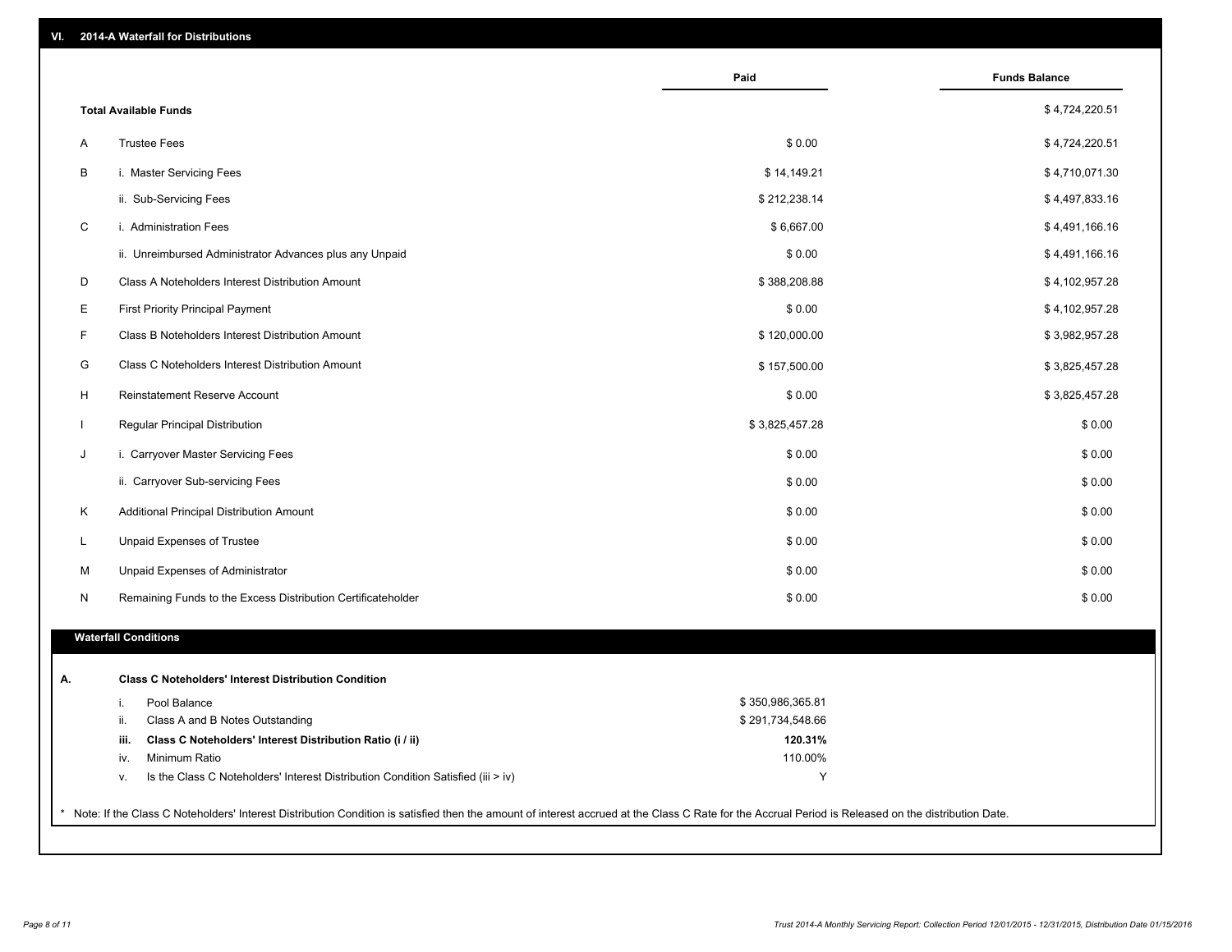## VI. 2014-A Waterfall for Distributions

| | | Paid | Funds Balance |
|---|---|---|---|
| | **Total Available Funds** | | $ 4,724,220.51 |
| A | Trustee Fees | $ 0.00 | $ 4,724,220.51 |
| B | i. Master Servicing Fees | $ 14,149.21 | $ 4,710,071.30 |
| | ii. Sub-Servicing Fees | $ 212,238.14 | $ 4,497,833.16 |
| C | i. Administration Fees | $ 6,667.00 | $ 4,491,166.16 |
| | ii. Unreimbursed Administrator Advances plus any Unpaid | $ 0.00 | $ 4,491,166.16 |
| D | Class A Noteholders Interest Distribution Amount | $ 388,208.88 | $ 4,102,957.28 |
| E | First Priority Principal Payment | $ 0.00 | $ 4,102,957.28 |
| F | Class B Noteholders Interest Distribution Amount | $ 120,000.00 | $ 3,982,957.28 |
| G | Class C Noteholders Interest Distribution Amount | $ 157,500.00 | $ 3,825,457.28 |
| H | Reinstatement Reserve Account | $ 0.00 | $ 3,825,457.28 |
| I | Regular Principal Distribution | $ 3,825,457.28 | $ 0.00 |
| J | i. Carryover Master Servicing Fees | $ 0.00 | $ 0.00 |
| | ii. Carryover Sub-servicing Fees | $ 0.00 | $ 0.00 |
| K | Additional Principal Distribution Amount | $ 0.00 | $ 0.00 |
| L | Unpaid Expenses of Trustee | $ 0.00 | $ 0.00 |
| M | Unpaid Expenses of Administrator | $ 0.00 | $ 0.00 |
| N | Remaining Funds to the Excess Distribution Certificateholder | $ 0.00 | $ 0.00 |

### Waterfall Conditions

| | | | |
|---|---|---|---|
| **A.** | | **Class C Noteholders' Interest Distribution Condition** | |
| | i. | Pool Balance | $ 350,986,365.81 |
| | ii. | Class A and B Notes Outstanding | $ 291,734,548.66 |
| | **iii.** | **Class C Noteholders' Interest Distribution Ratio (i / ii)** | **120.31%** |
| | iv. | Minimum Ratio | 110.00% |
| | v. | Is the Class C Noteholders' Interest Distribution Condition Satisfied (iii > iv) | Y |

* Note: If the Class C Noteholders' Interest Distribution Condition is satisfied then the amount of interest accrued at the Class C Rate for the Accrual Period is Released on the distribution Date.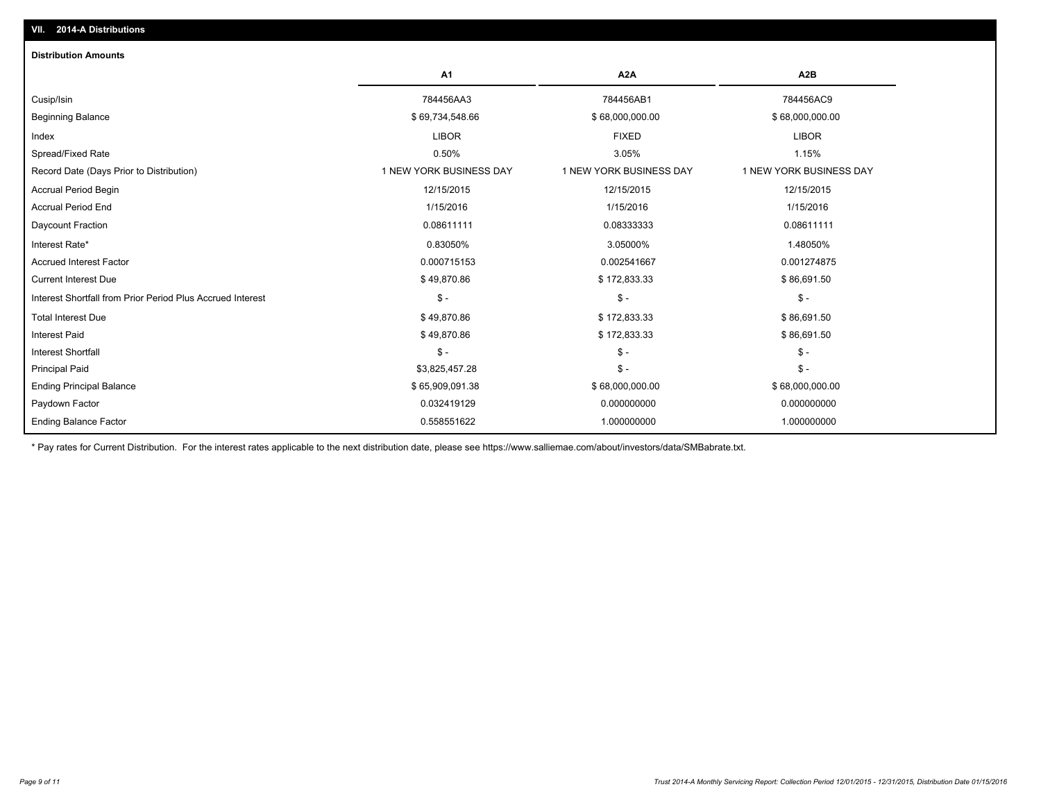## VII. 2014-A Distributions

### Distribution Amounts

| | A1 | A2A | A2B |
|---|---|---|---|
| Cusip/Isin | 784456AA3 | 784456AB1 | 784456AC9 |
| Beginning Balance | $ 69,734,548.66 | $ 68,000,000.00 | $ 68,000,000.00 |
| Index | LIBOR | FIXED | LIBOR |
| Spread/Fixed Rate | 0.50% | 3.05% | 1.15% |
| Record Date (Days Prior to Distribution) | 1 NEW YORK BUSINESS DAY | 1 NEW YORK BUSINESS DAY | 1 NEW YORK BUSINESS DAY |
| Accrual Period Begin | 12/15/2015 | 12/15/2015 | 12/15/2015 |
| Accrual Period End | 1/15/2016 | 1/15/2016 | 1/15/2016 |
| Daycount Fraction | 0.08611111 | 0.08333333 | 0.08611111 |
| Interest Rate* | 0.83050% | 3.05000% | 1.48050% |
| Accrued Interest Factor | 0.000715153 | 0.002541667 | 0.001274875 |
| Current Interest Due | $ 49,870.86 | $ 172,833.33 | $ 86,691.50 |
| Interest Shortfall from Prior Period Plus Accrued Interest | $ - | $ - | $ - |
| Total Interest Due | $ 49,870.86 | $ 172,833.33 | $ 86,691.50 |
| Interest Paid | $ 49,870.86 | $ 172,833.33 | $ 86,691.50 |
| Interest Shortfall | $ - | $ - | $ - |
| Principal Paid | $3,825,457.28 | $ - | $ - |
| Ending Principal Balance | $ 65,909,091.38 | $ 68,000,000.00 | $ 68,000,000.00 |
| Paydown Factor | 0.032419129 | 0.000000000 | 0.000000000 |
| Ending Balance Factor | 0.558551622 | 1.000000000 | 1.000000000 |

* Pay rates for Current Distribution. For the interest rates applicable to the next distribution date, please see https://www.salliemae.com/about/investors/data/SMBabrate.txt.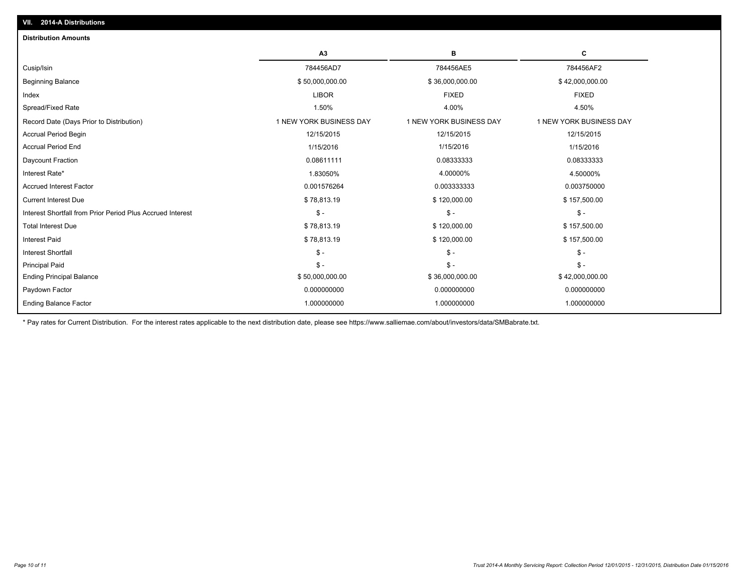## VII. 2014-A Distributions

### Distribution Amounts

| | A3 | B | C |
|---|---|---|---|
| Cusip/Isin | 784456AD7 | 784456AE5 | 784456AF2 |
| Beginning Balance | $ 50,000,000.00 | $ 36,000,000.00 | $ 42,000,000.00 |
| Index | LIBOR | FIXED | FIXED |
| Spread/Fixed Rate | 1.50% | 4.00% | 4.50% |
| Record Date (Days Prior to Distribution) | 1 NEW YORK BUSINESS DAY | 1 NEW YORK BUSINESS DAY | 1 NEW YORK BUSINESS DAY |
| Accrual Period Begin | 12/15/2015 | 12/15/2015 | 12/15/2015 |
| Accrual Period End | 1/15/2016 | 1/15/2016 | 1/15/2016 |
| Daycount Fraction | 0.08611111 | 0.08333333 | 0.08333333 |
| Interest Rate* | 1.83050% | 4.00000% | 4.50000% |
| Accrued Interest Factor | 0.001576264 | 0.003333333 | 0.003750000 |
| Current Interest Due | $ 78,813.19 | $ 120,000.00 | $ 157,500.00 |
| Interest Shortfall from Prior Period Plus Accrued Interest | $ - | $ - | $ - |
| Total Interest Due | $ 78,813.19 | $ 120,000.00 | $ 157,500.00 |
| Interest Paid | $ 78,813.19 | $ 120,000.00 | $ 157,500.00 |
| Interest Shortfall | $ - | $ - | $ - |
| Principal Paid | $ - | $ - | $ - |
| Ending Principal Balance | $ 50,000,000.00 | $ 36,000,000.00 | $ 42,000,000.00 |
| Paydown Factor | 0.000000000 | 0.000000000 | 0.000000000 |
| Ending Balance Factor | 1.000000000 | 1.000000000 | 1.000000000 |

* Pay rates for Current Distribution. For the interest rates applicable to the next distribution date, please see https://www.salliemae.com/about/investors/data/SMBabrate.txt.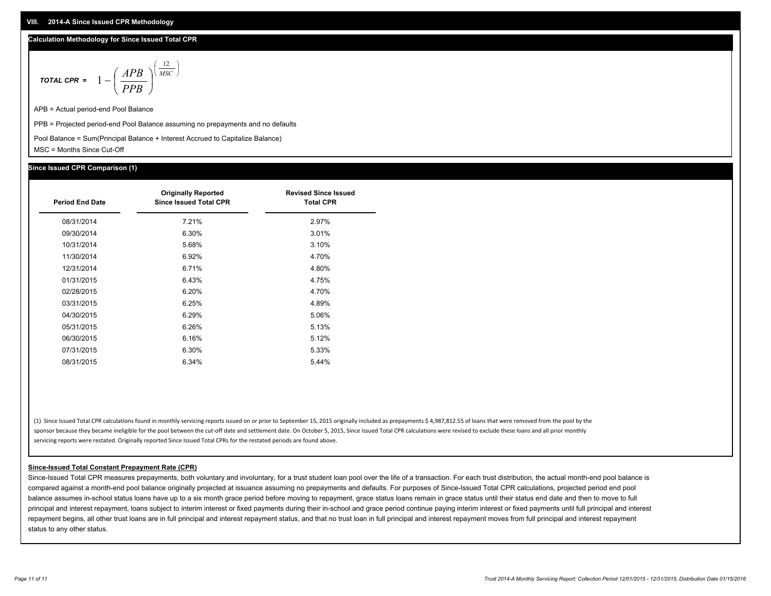## VIII. 2014-A Since Issued CPR Methodology

### Calculation Methodology for Since Issued Total CPR

$$\textit{TOTAL CPR} = 1 - \left( \frac{APB}{PPB} \right)^{\left( \frac{12}{MSC} \right)}$$

APB = Actual period-end Pool Balance

PPB = Projected period-end Pool Balance assuming no prepayments and no defaults

Pool Balance = Sum(Principal Balance + Interest Accrued to Capitalize Balance)

MSC = Months Since Cut-Off

### Since Issued CPR Comparison (1)

| Period End Date | Originally Reported Since Issued Total CPR | Revised Since Issued Total CPR |
|---|---|---|
| 08/31/2014 | 7.21% | 2.97% |
| 09/30/2014 | 6.30% | 3.01% |
| 10/31/2014 | 5.68% | 3.10% |
| 11/30/2014 | 6.92% | 4.70% |
| 12/31/2014 | 6.71% | 4.80% |
| 01/31/2015 | 6.43% | 4.75% |
| 02/28/2015 | 6.20% | 4.70% |
| 03/31/2015 | 6.25% | 4.89% |
| 04/30/2015 | 6.29% | 5.06% |
| 05/31/2015 | 6.26% | 5.13% |
| 06/30/2015 | 6.16% | 5.12% |
| 07/31/2015 | 6.30% | 5.33% |
| 08/31/2015 | 6.34% | 5.44% |

(1) Since Issued Total CPR calculations found in monthly servicing reports issued on or prior to September 15, 2015 originally included as prepayments $ 4,987,812.55 of loans that were removed from the pool by the sponsor because they became ineligible for the pool between the cut-off date and settlement date. On October 5, 2015, Since Issued Total CPR calculations were revised to exclude these loans and all prior monthly servicing reports were restated. Originally reported Since Issued Total CPRs for the restated periods are found above.

**Since-Issued Total Constant Prepayment Rate (CPR)**

Since-Issued Total CPR measures prepayments, both voluntary and involuntary, for a trust student loan pool over the life of a transaction. For each trust distribution, the actual month-end pool balance is compared against a month-end pool balance originally projected at issuance assuming no prepayments and defaults. For purposes of Since-Issued Total CPR calculations, projected period end pool balance assumes in-school status loans have up to a six month grace period before moving to repayment, grace status loans remain in grace status until their status end date and then to move to full principal and interest repayment, loans subject to interim interest or fixed payments during their in-school and grace period continue paying interim interest or fixed payments until full principal and interest repayment begins, all other trust loans are in full principal and interest repayment status, and that no trust loan in full principal and interest repayment moves from full principal and interest repayment status to any other status.